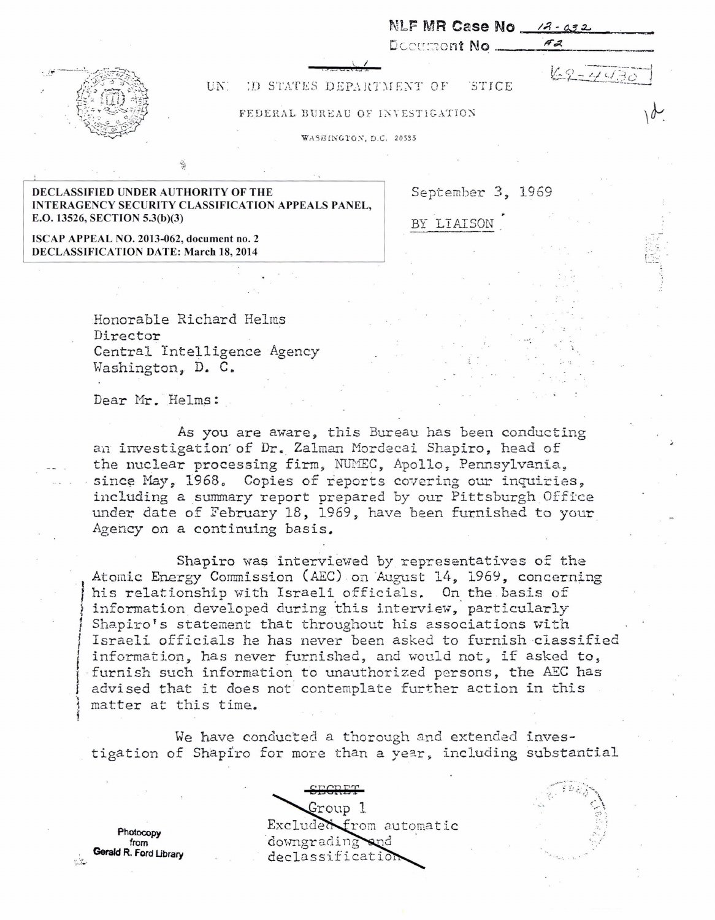NLF MR Case No 12-032
Document No #2

~~SECRET~~

62-44130

UN[ITE]D STATES DEPARTMENT OF [JU]STICE

FEDERAL BUREAU OF INVESTIGATION

WASHINGTON, D.C. 20535

**DECLASSIFIED UNDER AUTHORITY OF THE INTERAGENCY SECURITY CLASSIFICATION APPEALS PANEL, E.O. 13526, SECTION 5.3(b)(3)**

**ISCAP APPEAL NO. 2013-062, document no. 2**
**DECLASSIFICATION DATE: March 18, 2014**

September 3, 1969

BY LIAISON

Honorable Richard Helms
Director
Central Intelligence Agency
Washington, D. C.

Dear Mr. Helms:

As you are aware, this Bureau has been conducting an investigation of Dr. Zalman Mordecai Shapiro, head of the nuclear processing firm, NUMEC, Apollo, Pennsylvania, since May, 1968. Copies of reports covering our inquiries, including a summary report prepared by our Pittsburgh Office under date of February 18, 1969, have been furnished to your Agency on a continuing basis.

Shapiro was interviewed by representatives of the Atomic Energy Commission (AEC) on August 14, 1969, concerning his relationship with Israeli officials. On the basis of information developed during this interview, particularly Shapiro's statement that throughout his associations with Israeli officials he has never been asked to furnish classified information, has never furnished, and would not, if asked to, furnish such information to unauthorized persons, the AEC has advised that it does not contemplate further action in this matter at this time.

We have conducted a thorough and extended investigation of Shapiro for more than a year, including substantial

~~SECRET~~
~~Group 1~~
~~Excluded from automatic downgrading and declassification~~

Photocopy from Gerald R. Ford Library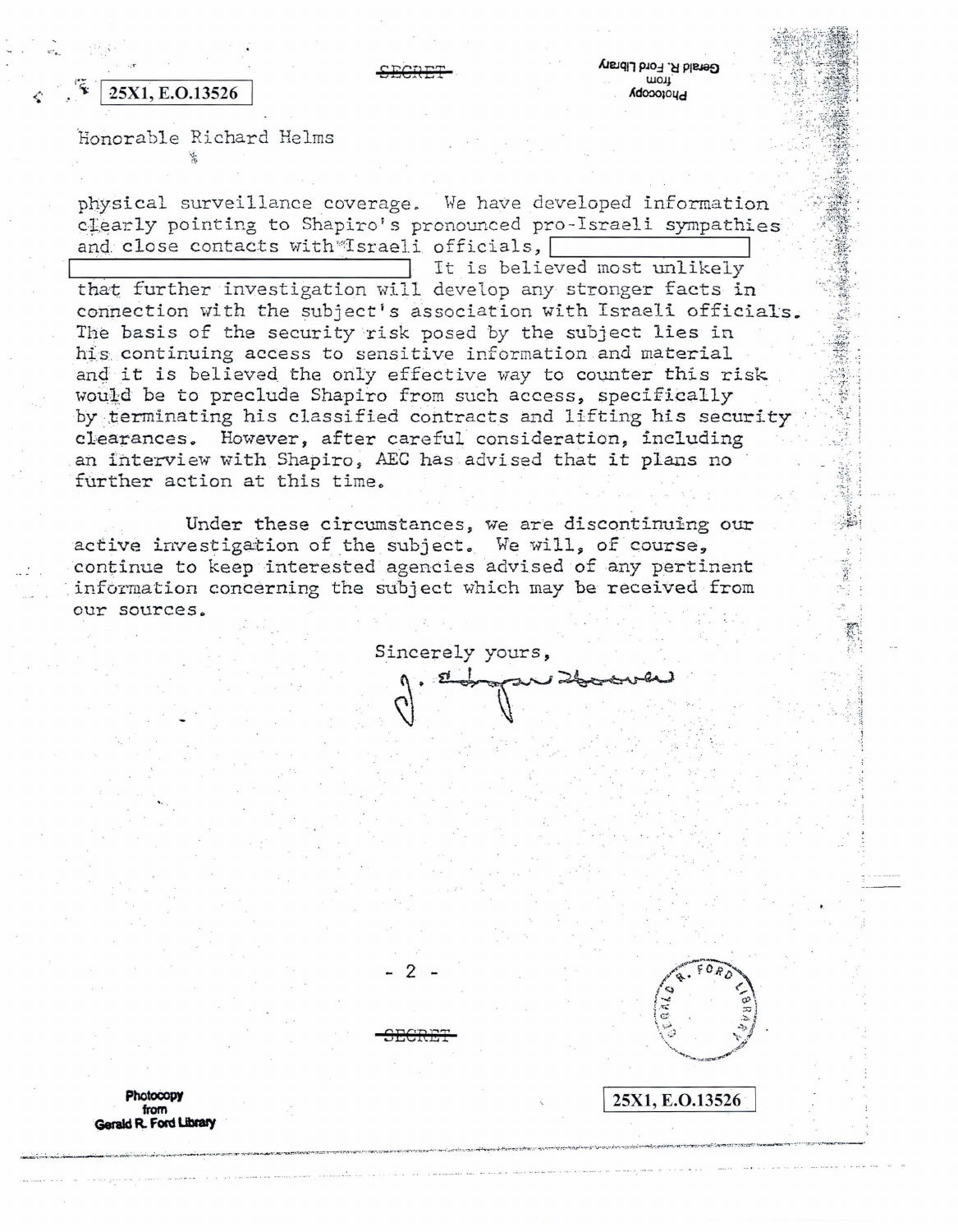SECRET

25X1, E.O.13526

Honorable Richard Helms

physical surveillance coverage. We have developed information clearly pointing to Shapiro's pronounced pro-Israeli sympathies and close contacts with Israeli officials, [redacted] It is believed most unlikely that further investigation will develop any stronger facts in connection with the subject's association with Israeli officials. The basis of the security risk posed by the subject lies in his continuing access to sensitive information and material and it is believed the only effective way to counter this risk would be to preclude Shapiro from such access, specifically by terminating his classified contracts and lifting his security clearances. However, after careful consideration, including an interview with Shapiro, AEC has advised that it plans no further action at this time.

Under these circumstances, we are discontinuing our active investigation of the subject. We will, of course, continue to keep interested agencies advised of any pertinent information concerning the subject which may be received from our sources.

Sincerely yours,

J. Edgar Hoover

SECRET

25X1, E.O.13526

Photocopy from Gerald R. Ford Library